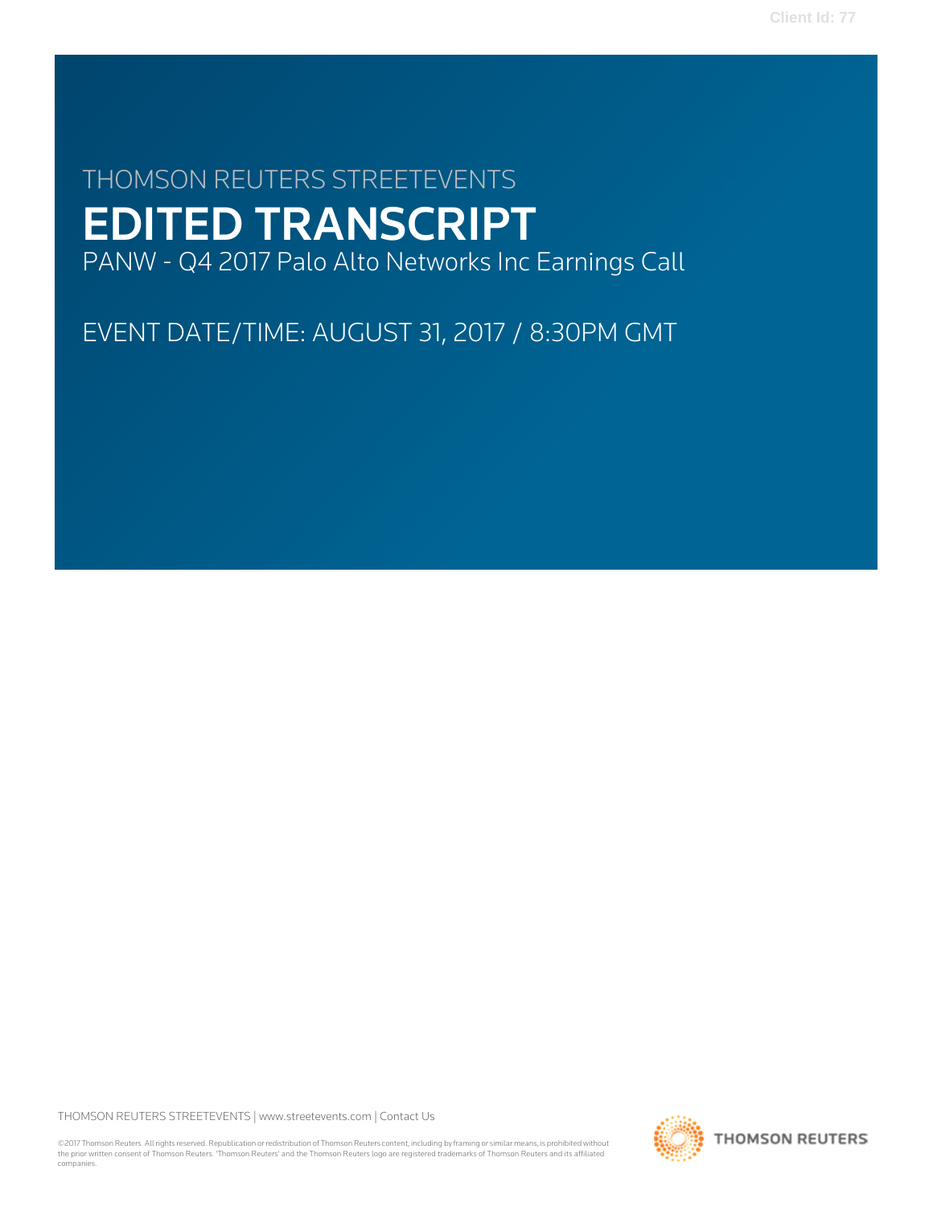THOMSON REUTERS STREETEVENTS

# EDITED TRANSCRIPT

PANW - Q4 2017 Palo Alto Networks Inc Earnings Call

EVENT DATE/TIME: AUGUST 31, 2017 / 8:30PM GMT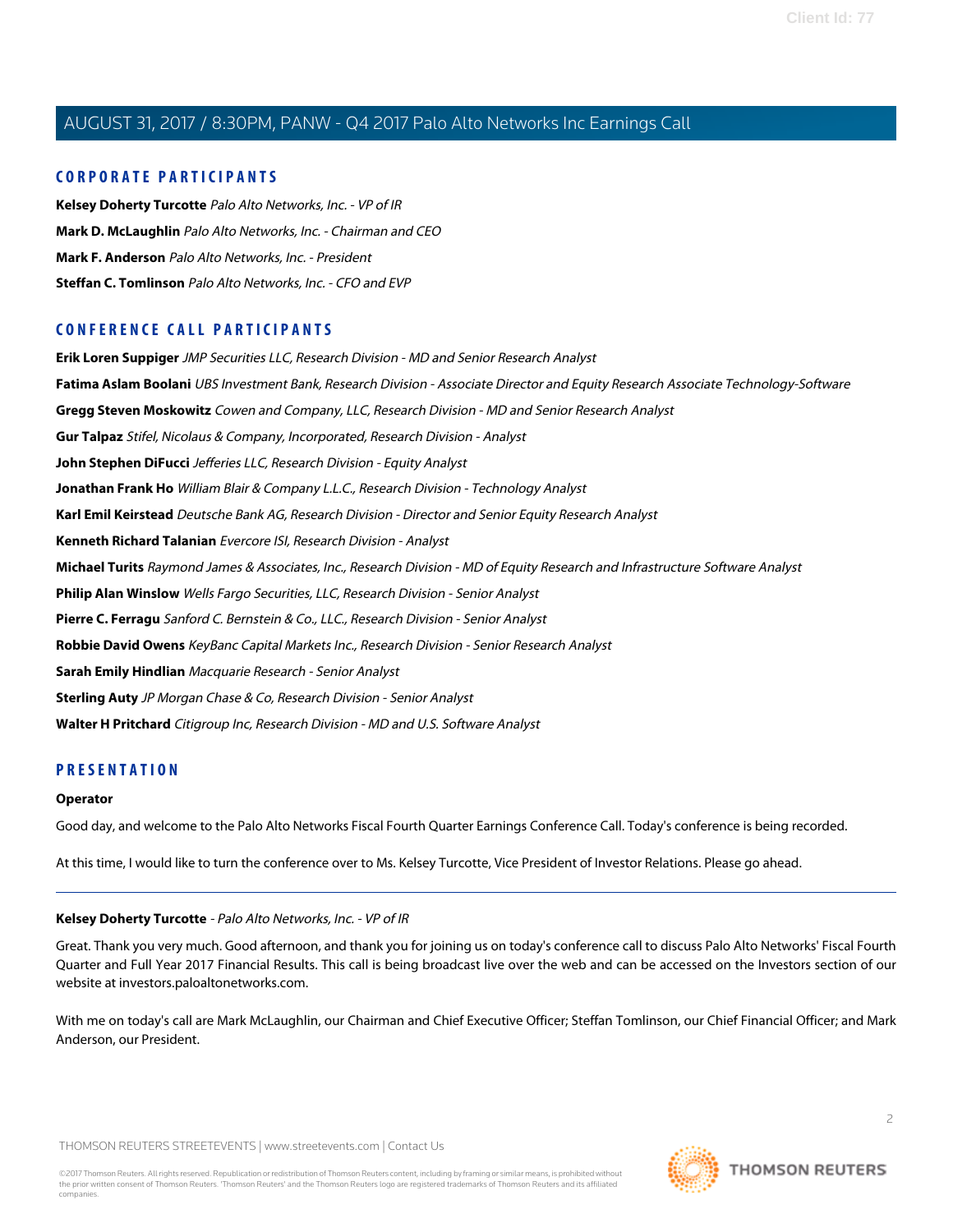## CORPORATE PARTICIPANTS

**Kelsey Doherty Turcotte** *Palo Alto Networks, Inc. - VP of IR*

**Mark D. McLaughlin** *Palo Alto Networks, Inc. - Chairman and CEO*

**Mark F. Anderson** *Palo Alto Networks, Inc. - President*

**Steffan C. Tomlinson** *Palo Alto Networks, Inc. - CFO and EVP*

## CONFERENCE CALL PARTICIPANTS

**Erik Loren Suppiger** *JMP Securities LLC, Research Division - MD and Senior Research Analyst*

**Fatima Aslam Boolani** *UBS Investment Bank, Research Division - Associate Director and Equity Research Associate Technology-Software*

**Gregg Steven Moskowitz** *Cowen and Company, LLC, Research Division - MD and Senior Research Analyst*

**Gur Talpaz** *Stifel, Nicolaus & Company, Incorporated, Research Division - Analyst*

**John Stephen DiFucci** *Jefferies LLC, Research Division - Equity Analyst*

**Jonathan Frank Ho** *William Blair & Company L.L.C., Research Division - Technology Analyst*

**Karl Emil Keirstead** *Deutsche Bank AG, Research Division - Director and Senior Equity Research Analyst*

**Kenneth Richard Talanian** *Evercore ISI, Research Division - Analyst*

**Michael Turits** *Raymond James & Associates, Inc., Research Division - MD of Equity Research and Infrastructure Software Analyst*

**Philip Alan Winslow** *Wells Fargo Securities, LLC, Research Division - Senior Analyst*

**Pierre C. Ferragu** *Sanford C. Bernstein & Co., LLC., Research Division - Senior Analyst*

**Robbie David Owens** *KeyBanc Capital Markets Inc., Research Division - Senior Research Analyst*

**Sarah Emily Hindlian** *Macquarie Research - Senior Analyst*

**Sterling Auty** *JP Morgan Chase & Co, Research Division - Senior Analyst*

**Walter H Pritchard** *Citigroup Inc, Research Division - MD and U.S. Software Analyst*

## PRESENTATION

**Operator**

Good day, and welcome to the Palo Alto Networks Fiscal Fourth Quarter Earnings Conference Call. Today's conference is being recorded.

At this time, I would like to turn the conference over to Ms. Kelsey Turcotte, Vice President of Investor Relations. Please go ahead.

---

**Kelsey Doherty Turcotte** - *Palo Alto Networks, Inc. - VP of IR*

Great. Thank you very much. Good afternoon, and thank you for joining us on today's conference call to discuss Palo Alto Networks' Fiscal Fourth Quarter and Full Year 2017 Financial Results. This call is being broadcast live over the web and can be accessed on the Investors section of our website at investors.paloaltonetworks.com.

With me on today's call are Mark McLaughlin, our Chairman and Chief Executive Officer; Steffan Tomlinson, our Chief Financial Officer; and Mark Anderson, our President.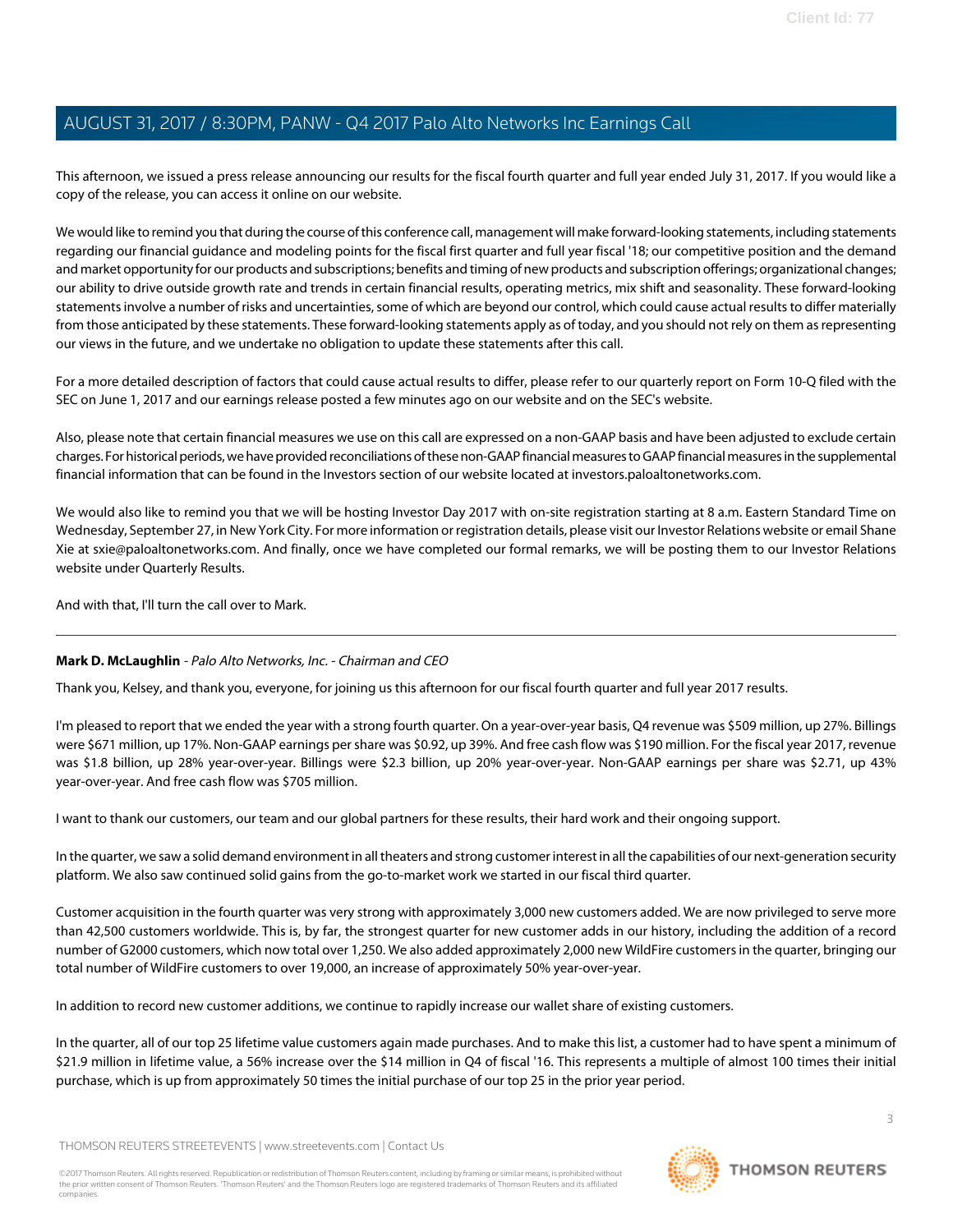This afternoon, we issued a press release announcing our results for the fiscal fourth quarter and full year ended July 31, 2017. If you would like a copy of the release, you can access it online on our website.

We would like to remind you that during the course of this conference call, management will make forward-looking statements, including statements regarding our financial guidance and modeling points for the fiscal first quarter and full year fiscal '18; our competitive position and the demand and market opportunity for our products and subscriptions; benefits and timing of new products and subscription offerings; organizational changes; our ability to drive outside growth rate and trends in certain financial results, operating metrics, mix shift and seasonality. These forward-looking statements involve a number of risks and uncertainties, some of which are beyond our control, which could cause actual results to differ materially from those anticipated by these statements. These forward-looking statements apply as of today, and you should not rely on them as representing our views in the future, and we undertake no obligation to update these statements after this call.

For a more detailed description of factors that could cause actual results to differ, please refer to our quarterly report on Form 10-Q filed with the SEC on June 1, 2017 and our earnings release posted a few minutes ago on our website and on the SEC's website.

Also, please note that certain financial measures we use on this call are expressed on a non-GAAP basis and have been adjusted to exclude certain charges. For historical periods, we have provided reconciliations of these non-GAAP financial measures to GAAP financial measures in the supplemental financial information that can be found in the Investors section of our website located at investors.paloaltonetworks.com.

We would also like to remind you that we will be hosting Investor Day 2017 with on-site registration starting at 8 a.m. Eastern Standard Time on Wednesday, September 27, in New York City. For more information or registration details, please visit our Investor Relations website or email Shane Xie at sxie@paloaltonetworks.com. And finally, once we have completed our formal remarks, we will be posting them to our Investor Relations website under Quarterly Results.

And with that, I'll turn the call over to Mark.

---

**Mark D. McLaughlin** - *Palo Alto Networks, Inc. - Chairman and CEO*

Thank you, Kelsey, and thank you, everyone, for joining us this afternoon for our fiscal fourth quarter and full year 2017 results.

I'm pleased to report that we ended the year with a strong fourth quarter. On a year-over-year basis, Q4 revenue was $509 million, up 27%. Billings were $671 million, up 17%. Non-GAAP earnings per share was $0.92, up 39%. And free cash flow was $190 million. For the fiscal year 2017, revenue was $1.8 billion, up 28% year-over-year. Billings were $2.3 billion, up 20% year-over-year. Non-GAAP earnings per share was $2.71, up 43% year-over-year. And free cash flow was $705 million.

I want to thank our customers, our team and our global partners for these results, their hard work and their ongoing support.

In the quarter, we saw a solid demand environment in all theaters and strong customer interest in all the capabilities of our next-generation security platform. We also saw continued solid gains from the go-to-market work we started in our fiscal third quarter.

Customer acquisition in the fourth quarter was very strong with approximately 3,000 new customers added. We are now privileged to serve more than 42,500 customers worldwide. This is, by far, the strongest quarter for new customer adds in our history, including the addition of a record number of G2000 customers, which now total over 1,250. We also added approximately 2,000 new WildFire customers in the quarter, bringing our total number of WildFire customers to over 19,000, an increase of approximately 50% year-over-year.

In addition to record new customer additions, we continue to rapidly increase our wallet share of existing customers.

In the quarter, all of our top 25 lifetime value customers again made purchases. And to make this list, a customer had to have spent a minimum of $21.9 million in lifetime value, a 56% increase over the $14 million in Q4 of fiscal '16. This represents a multiple of almost 100 times their initial purchase, which is up from approximately 50 times the initial purchase of our top 25 in the prior year period.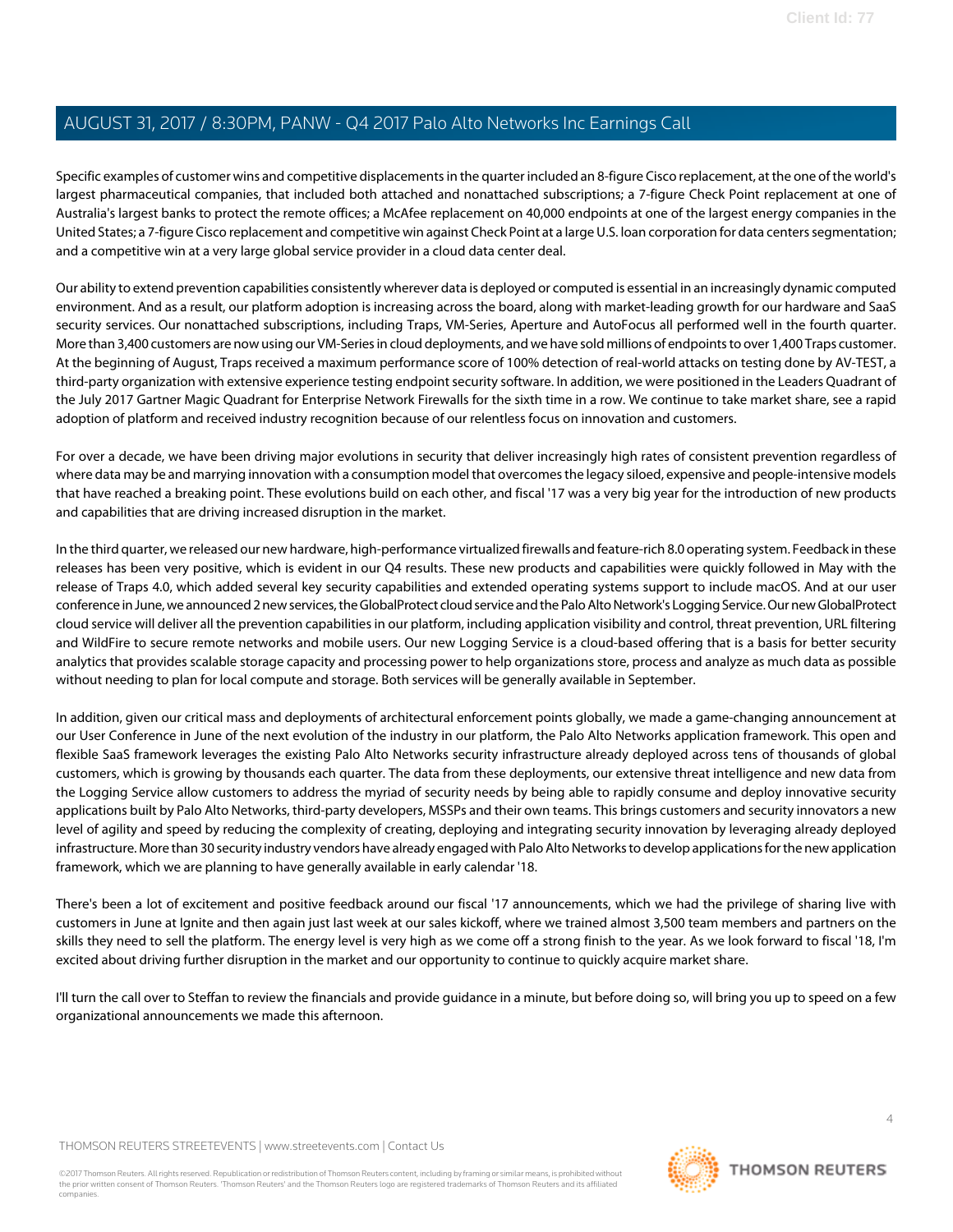Specific examples of customer wins and competitive displacements in the quarter included an 8-figure Cisco replacement, at the one of the world's largest pharmaceutical companies, that included both attached and nonattached subscriptions; a 7-figure Check Point replacement at one of Australia's largest banks to protect the remote offices; a McAfee replacement on 40,000 endpoints at one of the largest energy companies in the United States; a 7-figure Cisco replacement and competitive win against Check Point at a large U.S. loan corporation for data centers segmentation; and a competitive win at a very large global service provider in a cloud data center deal.

Our ability to extend prevention capabilities consistently wherever data is deployed or computed is essential in an increasingly dynamic computed environment. And as a result, our platform adoption is increasing across the board, along with market-leading growth for our hardware and SaaS security services. Our nonattached subscriptions, including Traps, VM-Series, Aperture and AutoFocus all performed well in the fourth quarter. More than 3,400 customers are now using our VM-Series in cloud deployments, and we have sold millions of endpoints to over 1,400 Traps customer. At the beginning of August, Traps received a maximum performance score of 100% detection of real-world attacks on testing done by AV-TEST, a third-party organization with extensive experience testing endpoint security software. In addition, we were positioned in the Leaders Quadrant of the July 2017 Gartner Magic Quadrant for Enterprise Network Firewalls for the sixth time in a row. We continue to take market share, see a rapid adoption of platform and received industry recognition because of our relentless focus on innovation and customers.

For over a decade, we have been driving major evolutions in security that deliver increasingly high rates of consistent prevention regardless of where data may be and marrying innovation with a consumption model that overcomes the legacy siloed, expensive and people-intensive models that have reached a breaking point. These evolutions build on each other, and fiscal '17 was a very big year for the introduction of new products and capabilities that are driving increased disruption in the market.

In the third quarter, we released our new hardware, high-performance virtualized firewalls and feature-rich 8.0 operating system. Feedback in these releases has been very positive, which is evident in our Q4 results. These new products and capabilities were quickly followed in May with the release of Traps 4.0, which added several key security capabilities and extended operating systems support to include macOS. And at our user conference in June, we announced 2 new services, the GlobalProtect cloud service and the Palo Alto Network's Logging Service. Our new GlobalProtect cloud service will deliver all the prevention capabilities in our platform, including application visibility and control, threat prevention, URL filtering and WildFire to secure remote networks and mobile users. Our new Logging Service is a cloud-based offering that is a basis for better security analytics that provides scalable storage capacity and processing power to help organizations store, process and analyze as much data as possible without needing to plan for local compute and storage. Both services will be generally available in September.

In addition, given our critical mass and deployments of architectural enforcement points globally, we made a game-changing announcement at our User Conference in June of the next evolution of the industry in our platform, the Palo Alto Networks application framework. This open and flexible SaaS framework leverages the existing Palo Alto Networks security infrastructure already deployed across tens of thousands of global customers, which is growing by thousands each quarter. The data from these deployments, our extensive threat intelligence and new data from the Logging Service allow customers to address the myriad of security needs by being able to rapidly consume and deploy innovative security applications built by Palo Alto Networks, third-party developers, MSSPs and their own teams. This brings customers and security innovators a new level of agility and speed by reducing the complexity of creating, deploying and integrating security innovation by leveraging already deployed infrastructure. More than 30 security industry vendors have already engaged with Palo Alto Networks to develop applications for the new application framework, which we are planning to have generally available in early calendar '18.

There's been a lot of excitement and positive feedback around our fiscal '17 announcements, which we had the privilege of sharing live with customers in June at Ignite and then again just last week at our sales kickoff, where we trained almost 3,500 team members and partners on the skills they need to sell the platform. The energy level is very high as we come off a strong finish to the year. As we look forward to fiscal '18, I'm excited about driving further disruption in the market and our opportunity to continue to quickly acquire market share.

I'll turn the call over to Steffan to review the financials and provide guidance in a minute, but before doing so, will bring you up to speed on a few organizational announcements we made this afternoon.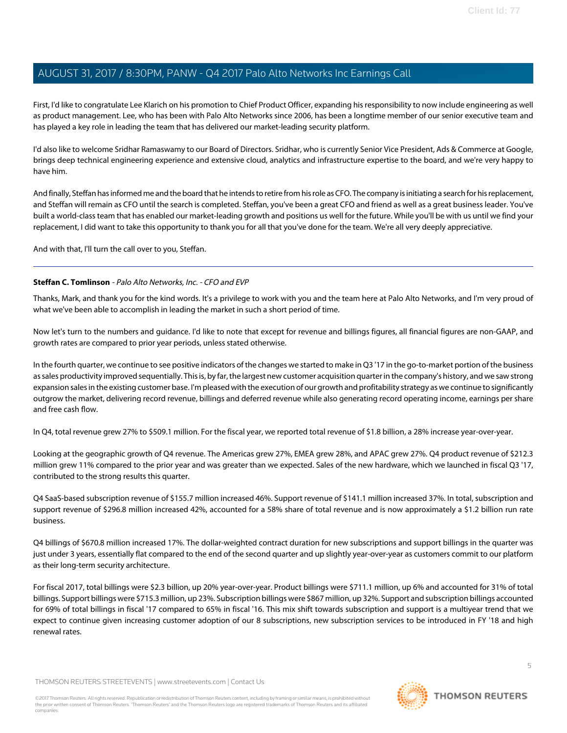First, I'd like to congratulate Lee Klarich on his promotion to Chief Product Officer, expanding his responsibility to now include engineering as well as product management. Lee, who has been with Palo Alto Networks since 2006, has been a longtime member of our senior executive team and has played a key role in leading the team that has delivered our market-leading security platform.

I'd also like to welcome Sridhar Ramaswamy to our Board of Directors. Sridhar, who is currently Senior Vice President, Ads & Commerce at Google, brings deep technical engineering experience and extensive cloud, analytics and infrastructure expertise to the board, and we're very happy to have him.

And finally, Steffan has informed me and the board that he intends to retire from his role as CFO. The company is initiating a search for his replacement, and Steffan will remain as CFO until the search is completed. Steffan, you've been a great CFO and friend as well as a great business leader. You've built a world-class team that has enabled our market-leading growth and positions us well for the future. While you'll be with us until we find your replacement, I did want to take this opportunity to thank you for all that you've done for the team. We're all very deeply appreciative.

And with that, I'll turn the call over to you, Steffan.

---

**Steffan C. Tomlinson** - *Palo Alto Networks, Inc. - CFO and EVP*

Thanks, Mark, and thank you for the kind words. It's a privilege to work with you and the team here at Palo Alto Networks, and I'm very proud of what we've been able to accomplish in leading the market in such a short period of time.

Now let's turn to the numbers and guidance. I'd like to note that except for revenue and billings figures, all financial figures are non-GAAP, and growth rates are compared to prior year periods, unless stated otherwise.

In the fourth quarter, we continue to see positive indicators of the changes we started to make in Q3 '17 in the go-to-market portion of the business as sales productivity improved sequentially. This is, by far, the largest new customer acquisition quarter in the company's history, and we saw strong expansion sales in the existing customer base. I'm pleased with the execution of our growth and profitability strategy as we continue to significantly outgrow the market, delivering record revenue, billings and deferred revenue while also generating record operating income, earnings per share and free cash flow.

In Q4, total revenue grew 27% to $509.1 million. For the fiscal year, we reported total revenue of $1.8 billion, a 28% increase year-over-year.

Looking at the geographic growth of Q4 revenue. The Americas grew 27%, EMEA grew 28%, and APAC grew 27%. Q4 product revenue of $212.3 million grew 11% compared to the prior year and was greater than we expected. Sales of the new hardware, which we launched in fiscal Q3 '17, contributed to the strong results this quarter.

Q4 SaaS-based subscription revenue of $155.7 million increased 46%. Support revenue of $141.1 million increased 37%. In total, subscription and support revenue of $296.8 million increased 42%, accounted for a 58% share of total revenue and is now approximately a $1.2 billion run rate business.

Q4 billings of $670.8 million increased 17%. The dollar-weighted contract duration for new subscriptions and support billings in the quarter was just under 3 years, essentially flat compared to the end of the second quarter and up slightly year-over-year as customers commit to our platform as their long-term security architecture.

For fiscal 2017, total billings were $2.3 billion, up 20% year-over-year. Product billings were $711.1 million, up 6% and accounted for 31% of total billings. Support billings were $715.3 million, up 23%. Subscription billings were $867 million, up 32%. Support and subscription billings accounted for 69% of total billings in fiscal '17 compared to 65% in fiscal '16. This mix shift towards subscription and support is a multiyear trend that we expect to continue given increasing customer adoption of our 8 subscriptions, new subscription services to be introduced in FY '18 and high renewal rates.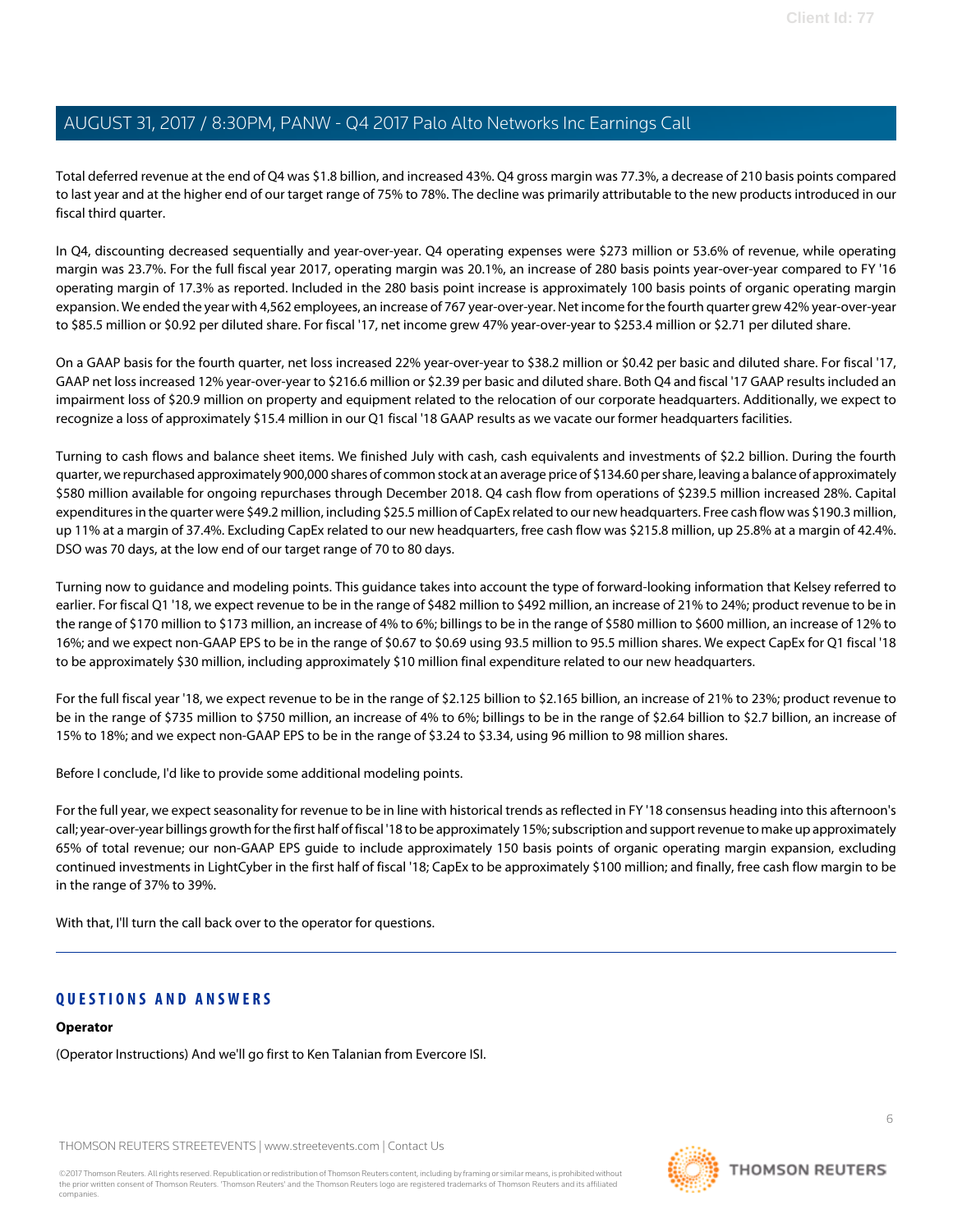Total deferred revenue at the end of Q4 was $1.8 billion, and increased 43%. Q4 gross margin was 77.3%, a decrease of 210 basis points compared to last year and at the higher end of our target range of 75% to 78%. The decline was primarily attributable to the new products introduced in our fiscal third quarter.

In Q4, discounting decreased sequentially and year-over-year. Q4 operating expenses were $273 million or 53.6% of revenue, while operating margin was 23.7%. For the full fiscal year 2017, operating margin was 20.1%, an increase of 280 basis points year-over-year compared to FY '16 operating margin of 17.3% as reported. Included in the 280 basis point increase is approximately 100 basis points of organic operating margin expansion. We ended the year with 4,562 employees, an increase of 767 year-over-year. Net income for the fourth quarter grew 42% year-over-year to $85.5 million or $0.92 per diluted share. For fiscal '17, net income grew 47% year-over-year to $253.4 million or $2.71 per diluted share.

On a GAAP basis for the fourth quarter, net loss increased 22% year-over-year to $38.2 million or $0.42 per basic and diluted share. For fiscal '17, GAAP net loss increased 12% year-over-year to $216.6 million or $2.39 per basic and diluted share. Both Q4 and fiscal '17 GAAP results included an impairment loss of $20.9 million on property and equipment related to the relocation of our corporate headquarters. Additionally, we expect to recognize a loss of approximately $15.4 million in our Q1 fiscal '18 GAAP results as we vacate our former headquarters facilities.

Turning to cash flows and balance sheet items. We finished July with cash, cash equivalents and investments of $2.2 billion. During the fourth quarter, we repurchased approximately 900,000 shares of common stock at an average price of $134.60 per share, leaving a balance of approximately $580 million available for ongoing repurchases through December 2018. Q4 cash flow from operations of $239.5 million increased 28%. Capital expenditures in the quarter were $49.2 million, including $25.5 million of CapEx related to our new headquarters. Free cash flow was $190.3 million, up 11% at a margin of 37.4%. Excluding CapEx related to our new headquarters, free cash flow was $215.8 million, up 25.8% at a margin of 42.4%. DSO was 70 days, at the low end of our target range of 70 to 80 days.

Turning now to guidance and modeling points. This guidance takes into account the type of forward-looking information that Kelsey referred to earlier. For fiscal Q1 '18, we expect revenue to be in the range of $482 million to $492 million, an increase of 21% to 24%; product revenue to be in the range of $170 million to $173 million, an increase of 4% to 6%; billings to be in the range of $580 million to $600 million, an increase of 12% to 16%; and we expect non-GAAP EPS to be in the range of $0.67 to $0.69 using 93.5 million to 95.5 million shares. We expect CapEx for Q1 fiscal '18 to be approximately $30 million, including approximately $10 million final expenditure related to our new headquarters.

For the full fiscal year '18, we expect revenue to be in the range of $2.125 billion to $2.165 billion, an increase of 21% to 23%; product revenue to be in the range of $735 million to $750 million, an increase of 4% to 6%; billings to be in the range of $2.64 billion to $2.7 billion, an increase of 15% to 18%; and we expect non-GAAP EPS to be in the range of $3.24 to $3.34, using 96 million to 98 million shares.

Before I conclude, I'd like to provide some additional modeling points.

For the full year, we expect seasonality for revenue to be in line with historical trends as reflected in FY '18 consensus heading into this afternoon's call; year-over-year billings growth for the first half of fiscal '18 to be approximately 15%; subscription and support revenue to make up approximately 65% of total revenue; our non-GAAP EPS guide to include approximately 150 basis points of organic operating margin expansion, excluding continued investments in LightCyber in the first half of fiscal '18; CapEx to be approximately $100 million; and finally, free cash flow margin to be in the range of 37% to 39%.

With that, I'll turn the call back over to the operator for questions.

## QUESTIONS AND ANSWERS

**Operator**

(Operator Instructions) And we'll go first to Ken Talanian from Evercore ISI.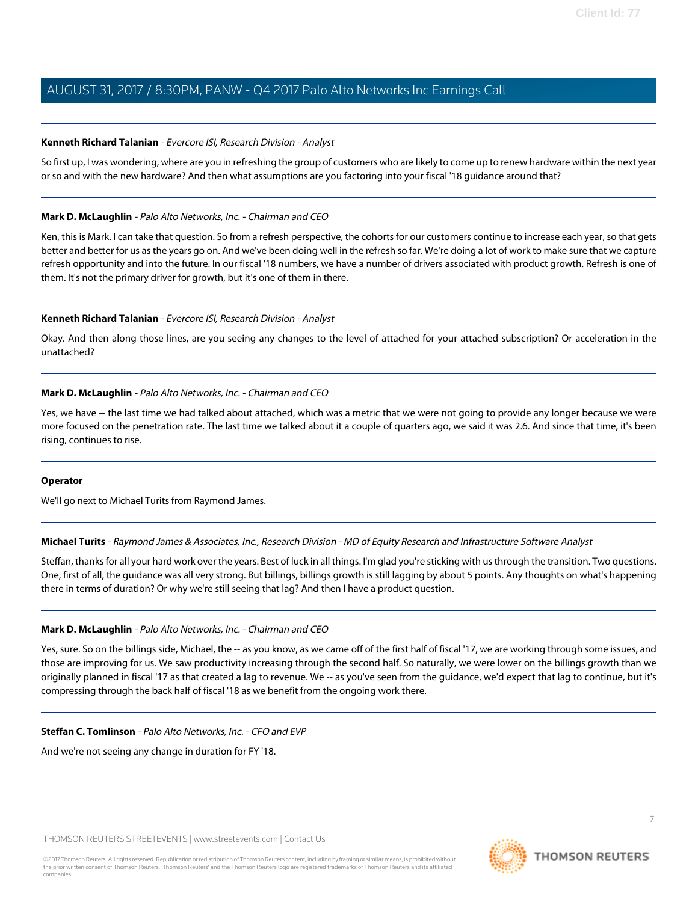**Kenneth Richard Talanian** - *Evercore ISI, Research Division - Analyst*

So first up, I was wondering, where are you in refreshing the group of customers who are likely to come up to renew hardware within the next year or so and with the new hardware? And then what assumptions are you factoring into your fiscal '18 guidance around that?

---

**Mark D. McLaughlin** - *Palo Alto Networks, Inc. - Chairman and CEO*

Ken, this is Mark. I can take that question. So from a refresh perspective, the cohorts for our customers continue to increase each year, so that gets better and better for us as the years go on. And we've been doing well in the refresh so far. We're doing a lot of work to make sure that we capture refresh opportunity and into the future. In our fiscal '18 numbers, we have a number of drivers associated with product growth. Refresh is one of them. It's not the primary driver for growth, but it's one of them in there.

---

**Kenneth Richard Talanian** - *Evercore ISI, Research Division - Analyst*

Okay. And then along those lines, are you seeing any changes to the level of attached for your attached subscription? Or acceleration in the unattached?

---

**Mark D. McLaughlin** - *Palo Alto Networks, Inc. - Chairman and CEO*

Yes, we have -- the last time we had talked about attached, which was a metric that we were not going to provide any longer because we were more focused on the penetration rate. The last time we talked about it a couple of quarters ago, we said it was 2.6. And since that time, it's been rising, continues to rise.

---

**Operator**

We'll go next to Michael Turits from Raymond James.

---

**Michael Turits** - *Raymond James & Associates, Inc., Research Division - MD of Equity Research and Infrastructure Software Analyst*

Steffan, thanks for all your hard work over the years. Best of luck in all things. I'm glad you're sticking with us through the transition. Two questions. One, first of all, the guidance was all very strong. But billings, billings growth is still lagging by about 5 points. Any thoughts on what's happening there in terms of duration? Or why we're still seeing that lag? And then I have a product question.

---

**Mark D. McLaughlin** - *Palo Alto Networks, Inc. - Chairman and CEO*

Yes, sure. So on the billings side, Michael, the -- as you know, as we came off of the first half of fiscal '17, we are working through some issues, and those are improving for us. We saw productivity increasing through the second half. So naturally, we were lower on the billings growth than we originally planned in fiscal '17 as that created a lag to revenue. We -- as you've seen from the guidance, we'd expect that lag to continue, but it's compressing through the back half of fiscal '18 as we benefit from the ongoing work there.

---

**Steffan C. Tomlinson** - *Palo Alto Networks, Inc. - CFO and EVP*

And we're not seeing any change in duration for FY '18.

---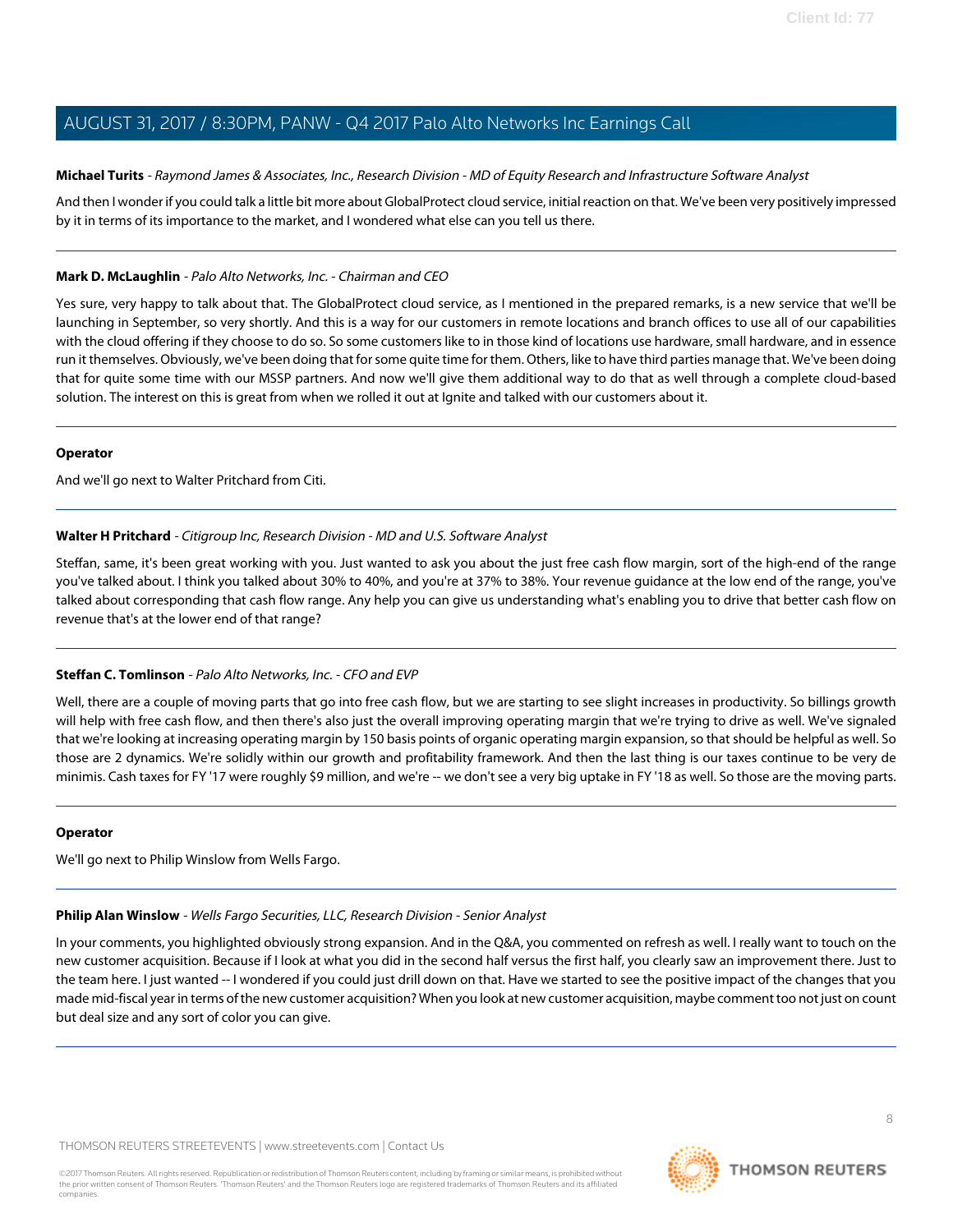**Michael Turits** - *Raymond James & Associates, Inc., Research Division - MD of Equity Research and Infrastructure Software Analyst*

And then I wonder if you could talk a little bit more about GlobalProtect cloud service, initial reaction on that. We've been very positively impressed by it in terms of its importance to the market, and I wondered what else can you tell us there.

---

**Mark D. McLaughlin** - *Palo Alto Networks, Inc. - Chairman and CEO*

Yes sure, very happy to talk about that. The GlobalProtect cloud service, as I mentioned in the prepared remarks, is a new service that we'll be launching in September, so very shortly. And this is a way for our customers in remote locations and branch offices to use all of our capabilities with the cloud offering if they choose to do so. So some customers like to in those kind of locations use hardware, small hardware, and in essence run it themselves. Obviously, we've been doing that for some quite time for them. Others, like to have third parties manage that. We've been doing that for quite some time with our MSSP partners. And now we'll give them additional way to do that as well through a complete cloud-based solution. The interest on this is great from when we rolled it out at Ignite and talked with our customers about it.

---

**Operator**

And we'll go next to Walter Pritchard from Citi.

---

**Walter H Pritchard** - *Citigroup Inc, Research Division - MD and U.S. Software Analyst*

Steffan, same, it's been great working with you. Just wanted to ask you about the just free cash flow margin, sort of the high-end of the range you've talked about. I think you talked about 30% to 40%, and you're at 37% to 38%. Your revenue guidance at the low end of the range, you've talked about corresponding that cash flow range. Any help you can give us understanding what's enabling you to drive that better cash flow on revenue that's at the lower end of that range?

---

**Steffan C. Tomlinson** - *Palo Alto Networks, Inc. - CFO and EVP*

Well, there are a couple of moving parts that go into free cash flow, but we are starting to see slight increases in productivity. So billings growth will help with free cash flow, and then there's also just the overall improving operating margin that we're trying to drive as well. We've signaled that we're looking at increasing operating margin by 150 basis points of organic operating margin expansion, so that should be helpful as well. So those are 2 dynamics. We're solidly within our growth and profitability framework. And then the last thing is our taxes continue to be very de minimis. Cash taxes for FY '17 were roughly $9 million, and we're -- we don't see a very big uptake in FY '18 as well. So those are the moving parts.

---

**Operator**

We'll go next to Philip Winslow from Wells Fargo.

---

**Philip Alan Winslow** - *Wells Fargo Securities, LLC, Research Division - Senior Analyst*

In your comments, you highlighted obviously strong expansion. And in the Q&A, you commented on refresh as well. I really want to touch on the new customer acquisition. Because if I look at what you did in the second half versus the first half, you clearly saw an improvement there. Just to the team here. I just wanted -- I wondered if you could just drill down on that. Have we started to see the positive impact of the changes that you made mid-fiscal year in terms of the new customer acquisition? When you look at new customer acquisition, maybe comment too not just on count but deal size and any sort of color you can give.

---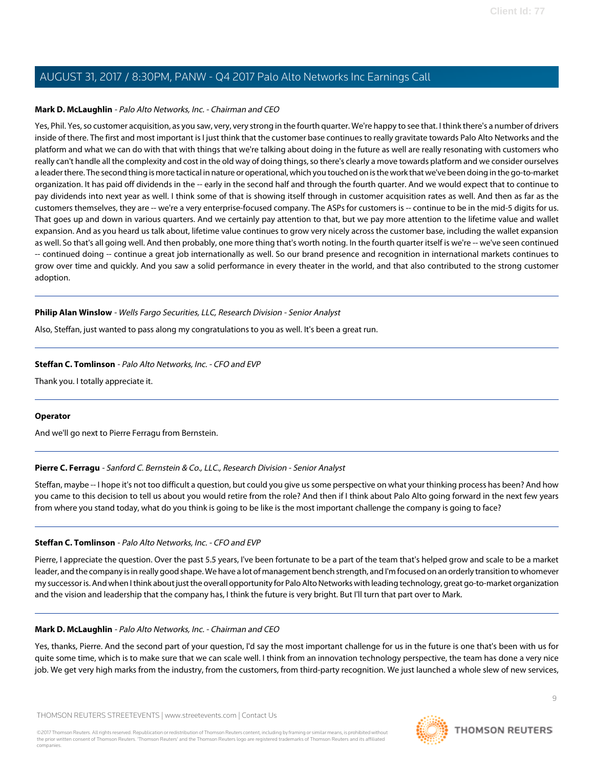**Mark D. McLaughlin** - *Palo Alto Networks, Inc. - Chairman and CEO*

Yes, Phil. Yes, so customer acquisition, as you saw, very, very strong in the fourth quarter. We're happy to see that. I think there's a number of drivers inside of there. The first and most important is I just think that the customer base continues to really gravitate towards Palo Alto Networks and the platform and what we can do with that with things that we're talking about doing in the future as well are really resonating with customers who really can't handle all the complexity and cost in the old way of doing things, so there's clearly a move towards platform and we consider ourselves a leader there. The second thing is more tactical in nature or operational, which you touched on is the work that we've been doing in the go-to-market organization. It has paid off dividends in the -- early in the second half and through the fourth quarter. And we would expect that to continue to pay dividends into next year as well. I think some of that is showing itself through in customer acquisition rates as well. And then as far as the customers themselves, they are -- we're a very enterprise-focused company. The ASPs for customers is -- continue to be in the mid-5 digits for us. That goes up and down in various quarters. And we certainly pay attention to that, but we pay more attention to the lifetime value and wallet expansion. And as you heard us talk about, lifetime value continues to grow very nicely across the customer base, including the wallet expansion as well. So that's all going well. And then probably, one more thing that's worth noting. In the fourth quarter itself is we're -- we've seen continued -- continued doing -- continue a great job internationally as well. So our brand presence and recognition in international markets continues to grow over time and quickly. And you saw a solid performance in every theater in the world, and that also contributed to the strong customer adoption.

---

**Philip Alan Winslow** - *Wells Fargo Securities, LLC, Research Division - Senior Analyst*

Also, Steffan, just wanted to pass along my congratulations to you as well. It's been a great run.

---

**Steffan C. Tomlinson** - *Palo Alto Networks, Inc. - CFO and EVP*

Thank you. I totally appreciate it.

---

**Operator**

And we'll go next to Pierre Ferragu from Bernstein.

---

**Pierre C. Ferragu** - *Sanford C. Bernstein & Co., LLC., Research Division - Senior Analyst*

Steffan, maybe -- I hope it's not too difficult a question, but could you give us some perspective on what your thinking process has been? And how you came to this decision to tell us about you would retire from the role? And then if I think about Palo Alto going forward in the next few years from where you stand today, what do you think is going to be like is the most important challenge the company is going to face?

---

**Steffan C. Tomlinson** - *Palo Alto Networks, Inc. - CFO and EVP*

Pierre, I appreciate the question. Over the past 5.5 years, I've been fortunate to be a part of the team that's helped grow and scale to be a market leader, and the company is in really good shape. We have a lot of management bench strength, and I'm focused on an orderly transition to whomever my successor is. And when I think about just the overall opportunity for Palo Alto Networks with leading technology, great go-to-market organization and the vision and leadership that the company has, I think the future is very bright. But I'll turn that part over to Mark.

---

**Mark D. McLaughlin** - *Palo Alto Networks, Inc. - Chairman and CEO*

Yes, thanks, Pierre. And the second part of your question, I'd say the most important challenge for us in the future is one that's been with us for quite some time, which is to make sure that we can scale well. I think from an innovation technology perspective, the team has done a very nice job. We get very high marks from the industry, from the customers, from third-party recognition. We just launched a whole slew of new services,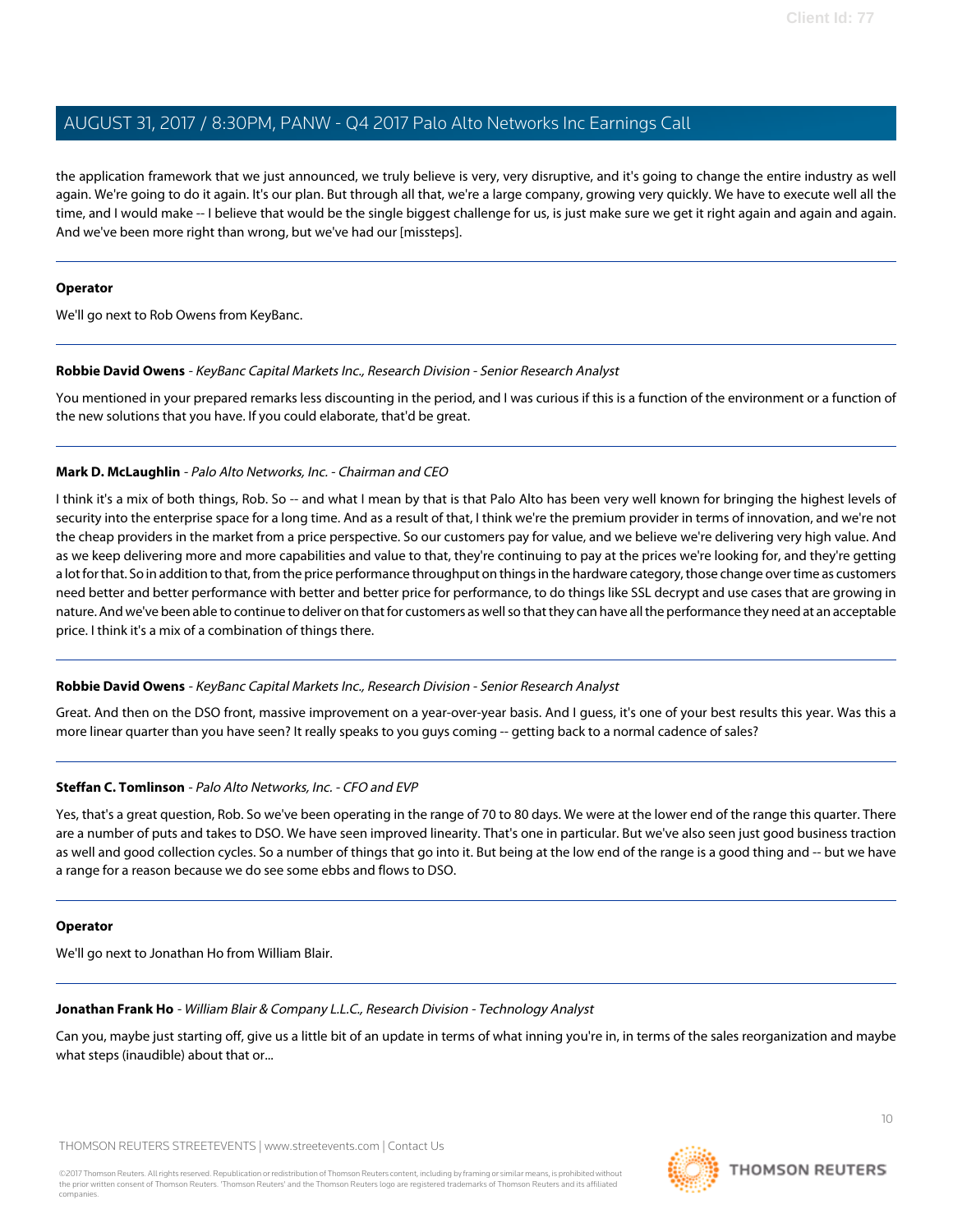the application framework that we just announced, we truly believe is very, very disruptive, and it's going to change the entire industry as well again. We're going to do it again. It's our plan. But through all that, we're a large company, growing very quickly. We have to execute well all the time, and I would make -- I believe that would be the single biggest challenge for us, is just make sure we get it right again and again and again. And we've been more right than wrong, but we've had our [missteps].

---

**Operator**

We'll go next to Rob Owens from KeyBanc.

---

**Robbie David Owens** - *KeyBanc Capital Markets Inc., Research Division - Senior Research Analyst*

You mentioned in your prepared remarks less discounting in the period, and I was curious if this is a function of the environment or a function of the new solutions that you have. If you could elaborate, that'd be great.

---

**Mark D. McLaughlin** - *Palo Alto Networks, Inc. - Chairman and CEO*

I think it's a mix of both things, Rob. So -- and what I mean by that is that Palo Alto has been very well known for bringing the highest levels of security into the enterprise space for a long time. And as a result of that, I think we're the premium provider in terms of innovation, and we're not the cheap providers in the market from a price perspective. So our customers pay for value, and we believe we're delivering very high value. And as we keep delivering more and more capabilities and value to that, they're continuing to pay at the prices we're looking for, and they're getting a lot for that. So in addition to that, from the price performance throughput on things in the hardware category, those change over time as customers need better and better performance with better and better price for performance, to do things like SSL decrypt and use cases that are growing in nature. And we've been able to continue to deliver on that for customers as well so that they can have all the performance they need at an acceptable price. I think it's a mix of a combination of things there.

---

**Robbie David Owens** - *KeyBanc Capital Markets Inc., Research Division - Senior Research Analyst*

Great. And then on the DSO front, massive improvement on a year-over-year basis. And I guess, it's one of your best results this year. Was this a more linear quarter than you have seen? It really speaks to you guys coming -- getting back to a normal cadence of sales?

---

**Steffan C. Tomlinson** - *Palo Alto Networks, Inc. - CFO and EVP*

Yes, that's a great question, Rob. So we've been operating in the range of 70 to 80 days. We were at the lower end of the range this quarter. There are a number of puts and takes to DSO. We have seen improved linearity. That's one in particular. But we've also seen just good business traction as well and good collection cycles. So a number of things that go into it. But being at the low end of the range is a good thing and -- but we have a range for a reason because we do see some ebbs and flows to DSO.

---

**Operator**

We'll go next to Jonathan Ho from William Blair.

---

**Jonathan Frank Ho** - *William Blair & Company L.L.C., Research Division - Technology Analyst*

Can you, maybe just starting off, give us a little bit of an update in terms of what inning you're in, in terms of the sales reorganization and maybe what steps (inaudible) about that or...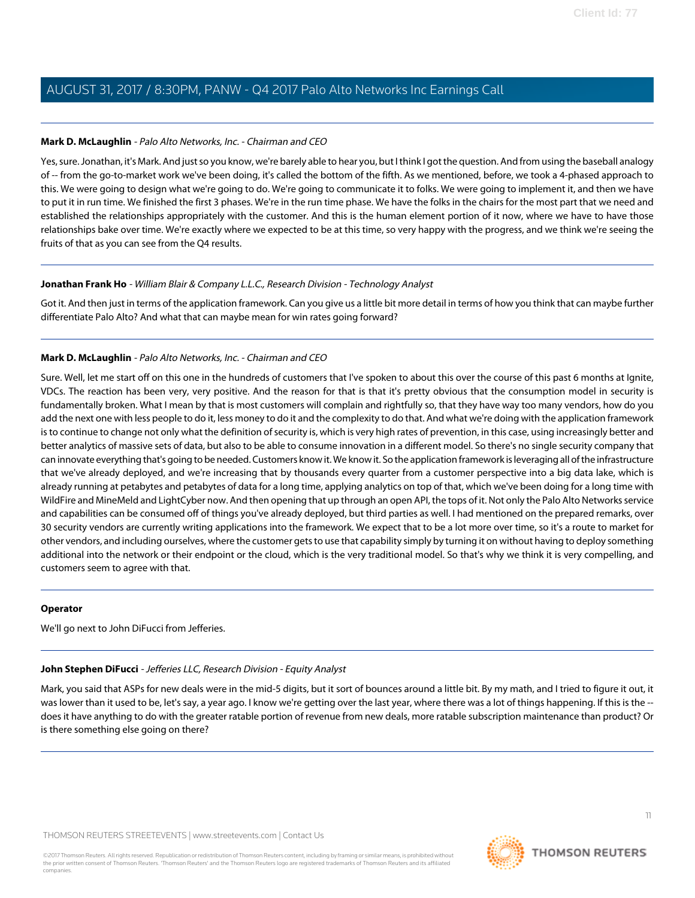**Mark D. McLaughlin** - *Palo Alto Networks, Inc. - Chairman and CEO*

Yes, sure. Jonathan, it's Mark. And just so you know, we're barely able to hear you, but I think I got the question. And from using the baseball analogy of -- from the go-to-market work we've been doing, it's called the bottom of the fifth. As we mentioned, before, we took a 4-phased approach to this. We were going to design what we're going to do. We're going to communicate it to folks. We were going to implement it, and then we have to put it in run time. We finished the first 3 phases. We're in the run time phase. We have the folks in the chairs for the most part that we need and established the relationships appropriately with the customer. And this is the human element portion of it now, where we have to have those relationships bake over time. We're exactly where we expected to be at this time, so very happy with the progress, and we think we're seeing the fruits of that as you can see from the Q4 results.

---

**Jonathan Frank Ho** - *William Blair & Company L.L.C., Research Division - Technology Analyst*

Got it. And then just in terms of the application framework. Can you give us a little bit more detail in terms of how you think that can maybe further differentiate Palo Alto? And what that can maybe mean for win rates going forward?

---

**Mark D. McLaughlin** - *Palo Alto Networks, Inc. - Chairman and CEO*

Sure. Well, let me start off on this one in the hundreds of customers that I've spoken to about this over the course of this past 6 months at Ignite, VDCs. The reaction has been very, very positive. And the reason for that is that it's pretty obvious that the consumption model in security is fundamentally broken. What I mean by that is most customers will complain and rightfully so, that they have way too many vendors, how do you add the next one with less people to do it, less money to do it and the complexity to do that. And what we're doing with the application framework is to continue to change not only what the definition of security is, which is very high rates of prevention, in this case, using increasingly better and better analytics of massive sets of data, but also to be able to consume innovation in a different model. So there's no single security company that can innovate everything that's going to be needed. Customers know it. We know it. So the application framework is leveraging all of the infrastructure that we've already deployed, and we're increasing that by thousands every quarter from a customer perspective into a big data lake, which is already running at petabytes and petabytes of data for a long time, applying analytics on top of that, which we've been doing for a long time with WildFire and MineMeld and LightCyber now. And then opening that up through an open API, the tops of it. Not only the Palo Alto Networks service and capabilities can be consumed off of things you've already deployed, but third parties as well. I had mentioned on the prepared remarks, over 30 security vendors are currently writing applications into the framework. We expect that to be a lot more over time, so it's a route to market for other vendors, and including ourselves, where the customer gets to use that capability simply by turning it on without having to deploy something additional into the network or their endpoint or the cloud, which is the very traditional model. So that's why we think it is very compelling, and customers seem to agree with that.

---

**Operator**

We'll go next to John DiFucci from Jefferies.

---

**John Stephen DiFucci** - *Jefferies LLC, Research Division - Equity Analyst*

Mark, you said that ASPs for new deals were in the mid-5 digits, but it sort of bounces around a little bit. By my math, and I tried to figure it out, it was lower than it used to be, let's say, a year ago. I know we're getting over the last year, where there was a lot of things happening. If this is the -- does it have anything to do with the greater ratable portion of revenue from new deals, more ratable subscription maintenance than product? Or is there something else going on there?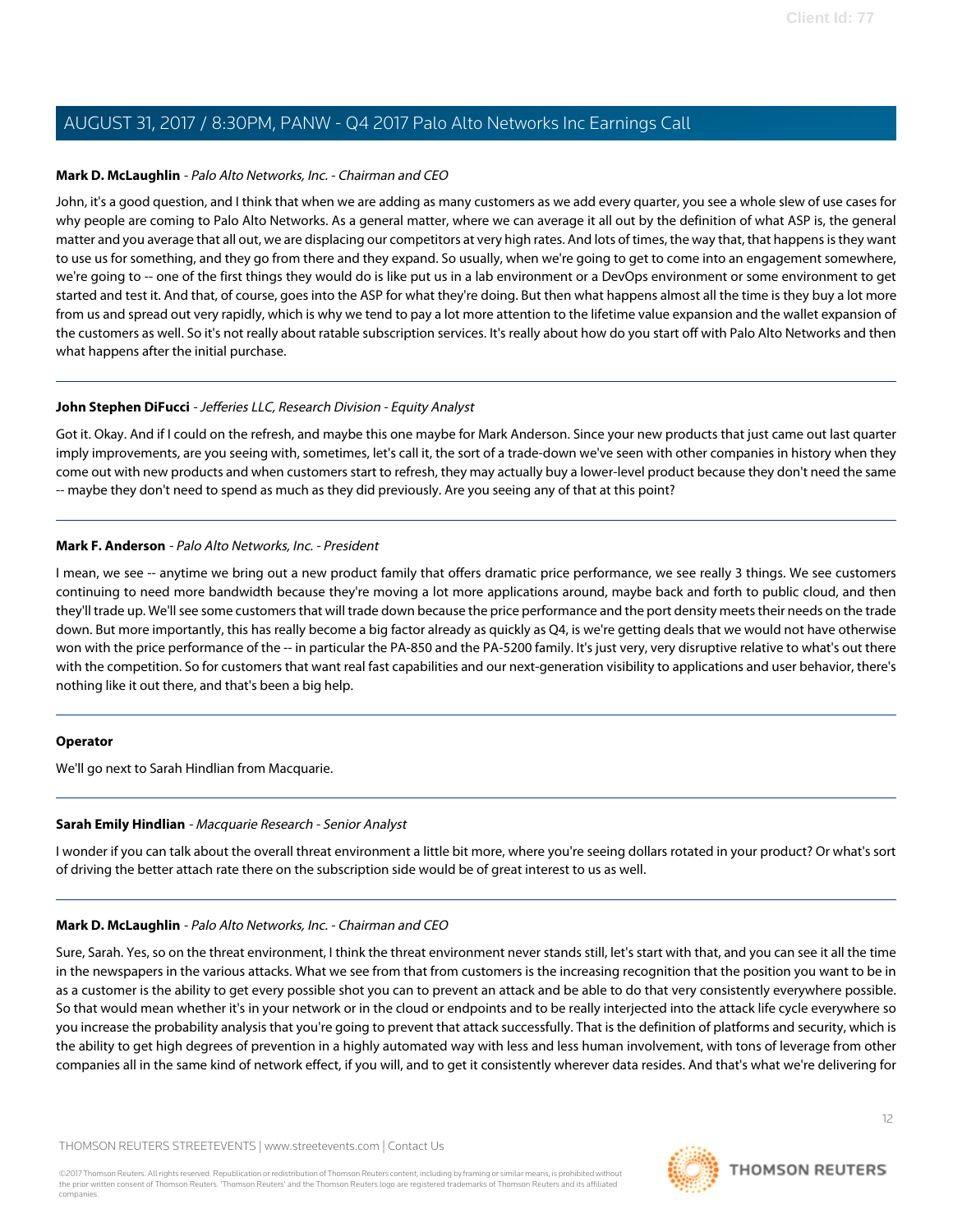**Mark D. McLaughlin** - *Palo Alto Networks, Inc. - Chairman and CEO*

John, it's a good question, and I think that when we are adding as many customers as we add every quarter, you see a whole slew of use cases for why people are coming to Palo Alto Networks. As a general matter, where we can average it all out by the definition of what ASP is, the general matter and you average that all out, we are displacing our competitors at very high rates. And lots of times, the way that, that happens is they want to use us for something, and they go from there and they expand. So usually, when we're going to get to come into an engagement somewhere, we're going to -- one of the first things they would do is like put us in a lab environment or a DevOps environment or some environment to get started and test it. And that, of course, goes into the ASP for what they're doing. But then what happens almost all the time is they buy a lot more from us and spread out very rapidly, which is why we tend to pay a lot more attention to the lifetime value expansion and the wallet expansion of the customers as well. So it's not really about ratable subscription services. It's really about how do you start off with Palo Alto Networks and then what happens after the initial purchase.

---

**John Stephen DiFucci** - *Jefferies LLC, Research Division - Equity Analyst*

Got it. Okay. And if I could on the refresh, and maybe this one maybe for Mark Anderson. Since your new products that just came out last quarter imply improvements, are you seeing with, sometimes, let's call it, the sort of a trade-down we've seen with other companies in history when they come out with new products and when customers start to refresh, they may actually buy a lower-level product because they don't need the same -- maybe they don't need to spend as much as they did previously. Are you seeing any of that at this point?

---

**Mark F. Anderson** - *Palo Alto Networks, Inc. - President*

I mean, we see -- anytime we bring out a new product family that offers dramatic price performance, we see really 3 things. We see customers continuing to need more bandwidth because they're moving a lot more applications around, maybe back and forth to public cloud, and then they'll trade up. We'll see some customers that will trade down because the price performance and the port density meets their needs on the trade down. But more importantly, this has really become a big factor already as quickly as Q4, is we're getting deals that we would not have otherwise won with the price performance of the -- in particular the PA-850 and the PA-5200 family. It's just very, very disruptive relative to what's out there with the competition. So for customers that want real fast capabilities and our next-generation visibility to applications and user behavior, there's nothing like it out there, and that's been a big help.

---

**Operator**

We'll go next to Sarah Hindlian from Macquarie.

---

**Sarah Emily Hindlian** - *Macquarie Research - Senior Analyst*

I wonder if you can talk about the overall threat environment a little bit more, where you're seeing dollars rotated in your product? Or what's sort of driving the better attach rate there on the subscription side would be of great interest to us as well.

---

**Mark D. McLaughlin** - *Palo Alto Networks, Inc. - Chairman and CEO*

Sure, Sarah. Yes, so on the threat environment, I think the threat environment never stands still, let's start with that, and you can see it all the time in the newspapers in the various attacks. What we see from that from customers is the increasing recognition that the position you want to be in as a customer is the ability to get every possible shot you can to prevent an attack and be able to do that very consistently everywhere possible. So that would mean whether it's in your network or in the cloud or endpoints and to be really interjected into the attack life cycle everywhere so you increase the probability analysis that you're going to prevent that attack successfully. That is the definition of platforms and security, which is the ability to get high degrees of prevention in a highly automated way with less and less human involvement, with tons of leverage from other companies all in the same kind of network effect, if you will, and to get it consistently wherever data resides. And that's what we're delivering for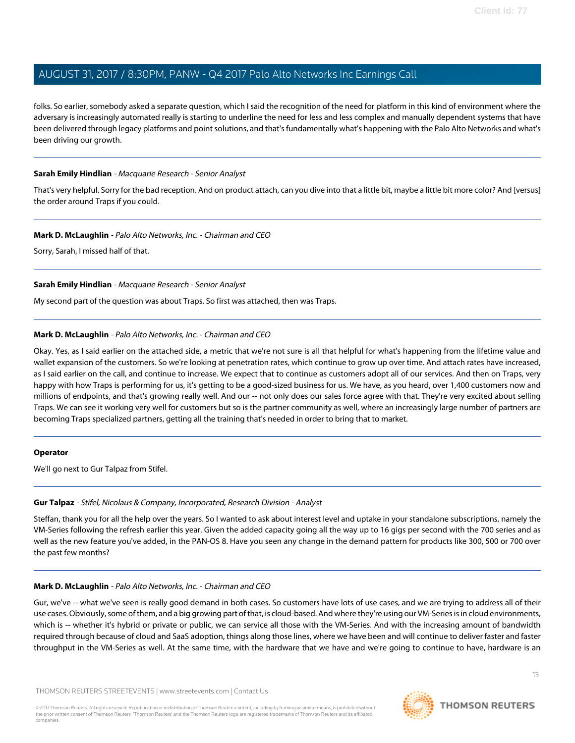folks. So earlier, somebody asked a separate question, which I said the recognition of the need for platform in this kind of environment where the adversary is increasingly automated really is starting to underline the need for less and less complex and manually dependent systems that have been delivered through legacy platforms and point solutions, and that's fundamentally what's happening with the Palo Alto Networks and what's been driving our growth.

---

**Sarah Emily Hindlian** - *Macquarie Research - Senior Analyst*

That's very helpful. Sorry for the bad reception. And on product attach, can you dive into that a little bit, maybe a little bit more color? And [versus] the order around Traps if you could.

---

**Mark D. McLaughlin** - *Palo Alto Networks, Inc. - Chairman and CEO*

Sorry, Sarah, I missed half of that.

---

**Sarah Emily Hindlian** - *Macquarie Research - Senior Analyst*

My second part of the question was about Traps. So first was attached, then was Traps.

---

**Mark D. McLaughlin** - *Palo Alto Networks, Inc. - Chairman and CEO*

Okay. Yes, as I said earlier on the attached side, a metric that we're not sure is all that helpful for what's happening from the lifetime value and wallet expansion of the customers. So we're looking at penetration rates, which continue to grow up over time. And attach rates have increased, as I said earlier on the call, and continue to increase. We expect that to continue as customers adopt all of our services. And then on Traps, very happy with how Traps is performing for us, it's getting to be a good-sized business for us. We have, as you heard, over 1,400 customers now and millions of endpoints, and that's growing really well. And our -- not only does our sales force agree with that. They're very excited about selling Traps. We can see it working very well for customers but so is the partner community as well, where an increasingly large number of partners are becoming Traps specialized partners, getting all the training that's needed in order to bring that to market.

---

**Operator**

We'll go next to Gur Talpaz from Stifel.

---

**Gur Talpaz** - *Stifel, Nicolaus & Company, Incorporated, Research Division - Analyst*

Steffan, thank you for all the help over the years. So I wanted to ask about interest level and uptake in your standalone subscriptions, namely the VM-Series following the refresh earlier this year. Given the added capacity going all the way up to 16 gigs per second with the 700 series and as well as the new feature you've added, in the PAN-OS 8. Have you seen any change in the demand pattern for products like 300, 500 or 700 over the past few months?

---

**Mark D. McLaughlin** - *Palo Alto Networks, Inc. - Chairman and CEO*

Gur, we've -- what we've seen is really good demand in both cases. So customers have lots of use cases, and we are trying to address all of their use cases. Obviously, some of them, and a big growing part of that, is cloud-based. And where they're using our VM-Series is in cloud environments, which is -- whether it's hybrid or private or public, we can service all those with the VM-Series. And with the increasing amount of bandwidth required through because of cloud and SaaS adoption, things along those lines, where we have been and will continue to deliver faster and faster throughput in the VM-Series as well. At the same time, with the hardware that we have and we're going to continue to have, hardware is an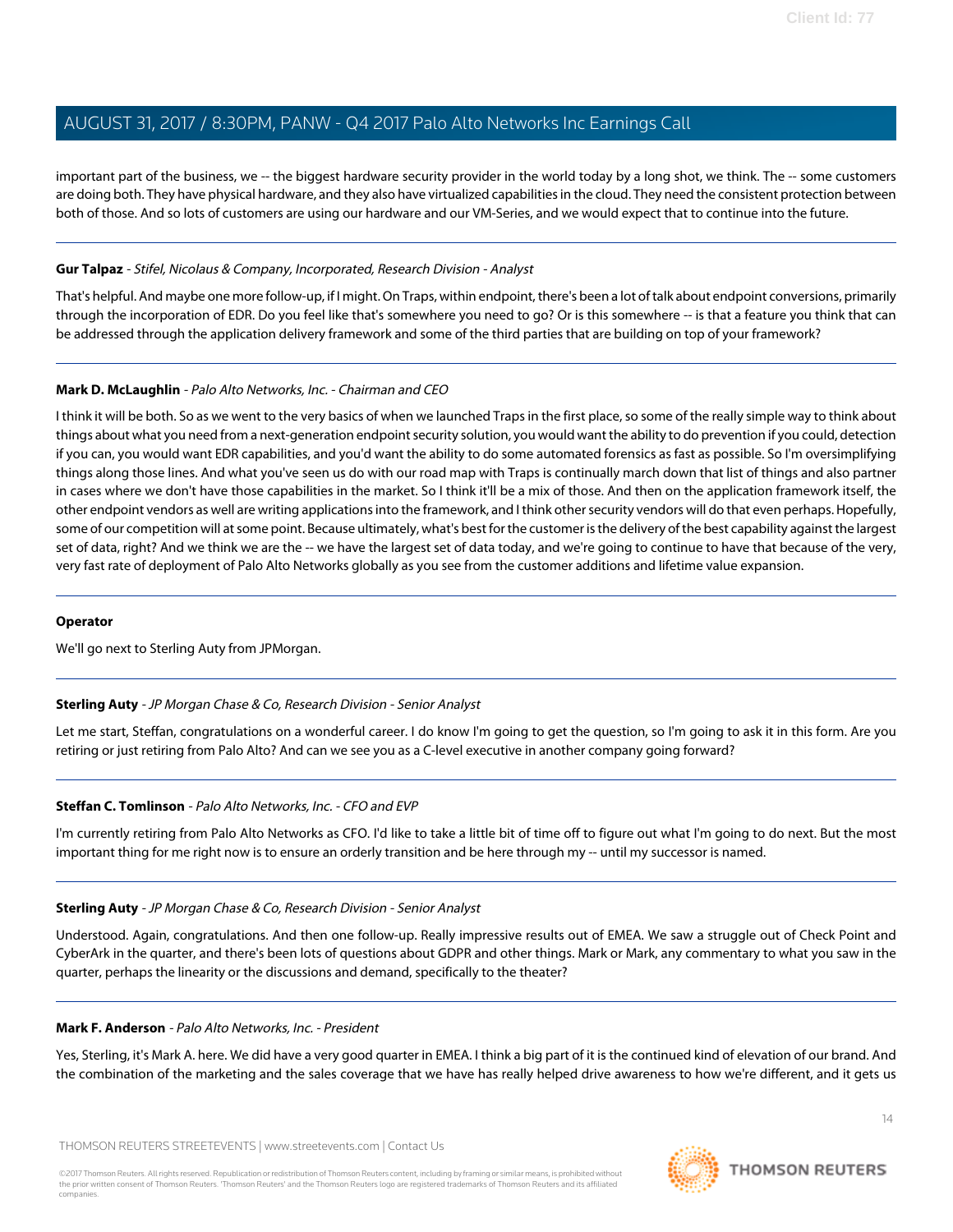important part of the business, we -- the biggest hardware security provider in the world today by a long shot, we think. The -- some customers are doing both. They have physical hardware, and they also have virtualized capabilities in the cloud. They need the consistent protection between both of those. And so lots of customers are using our hardware and our VM-Series, and we would expect that to continue into the future.

---

**Gur Talpaz** - *Stifel, Nicolaus & Company, Incorporated, Research Division - Analyst*

That's helpful. And maybe one more follow-up, if I might. On Traps, within endpoint, there's been a lot of talk about endpoint conversions, primarily through the incorporation of EDR. Do you feel like that's somewhere you need to go? Or is this somewhere -- is that a feature you think that can be addressed through the application delivery framework and some of the third parties that are building on top of your framework?

---

**Mark D. McLaughlin** - *Palo Alto Networks, Inc. - Chairman and CEO*

I think it will be both. So as we went to the very basics of when we launched Traps in the first place, so some of the really simple way to think about things about what you need from a next-generation endpoint security solution, you would want the ability to do prevention if you could, detection if you can, you would want EDR capabilities, and you'd want the ability to do some automated forensics as fast as possible. So I'm oversimplifying things along those lines. And what you've seen us do with our road map with Traps is continually march down that list of things and also partner in cases where we don't have those capabilities in the market. So I think it'll be a mix of those. And then on the application framework itself, the other endpoint vendors as well are writing applications into the framework, and I think other security vendors will do that even perhaps. Hopefully, some of our competition will at some point. Because ultimately, what's best for the customer is the delivery of the best capability against the largest set of data, right? And we think we are the -- we have the largest set of data today, and we're going to continue to have that because of the very, very fast rate of deployment of Palo Alto Networks globally as you see from the customer additions and lifetime value expansion.

---

**Operator**

We'll go next to Sterling Auty from JPMorgan.

---

**Sterling Auty** - *JP Morgan Chase & Co, Research Division - Senior Analyst*

Let me start, Steffan, congratulations on a wonderful career. I do know I'm going to get the question, so I'm going to ask it in this form. Are you retiring or just retiring from Palo Alto? And can we see you as a C-level executive in another company going forward?

---

**Steffan C. Tomlinson** - *Palo Alto Networks, Inc. - CFO and EVP*

I'm currently retiring from Palo Alto Networks as CFO. I'd like to take a little bit of time off to figure out what I'm going to do next. But the most important thing for me right now is to ensure an orderly transition and be here through my -- until my successor is named.

---

**Sterling Auty** - *JP Morgan Chase & Co, Research Division - Senior Analyst*

Understood. Again, congratulations. And then one follow-up. Really impressive results out of EMEA. We saw a struggle out of Check Point and CyberArk in the quarter, and there's been lots of questions about GDPR and other things. Mark or Mark, any commentary to what you saw in the quarter, perhaps the linearity or the discussions and demand, specifically to the theater?

---

**Mark F. Anderson** - *Palo Alto Networks, Inc. - President*

Yes, Sterling, it's Mark A. here. We did have a very good quarter in EMEA. I think a big part of it is the continued kind of elevation of our brand. And the combination of the marketing and the sales coverage that we have has really helped drive awareness to how we're different, and it gets us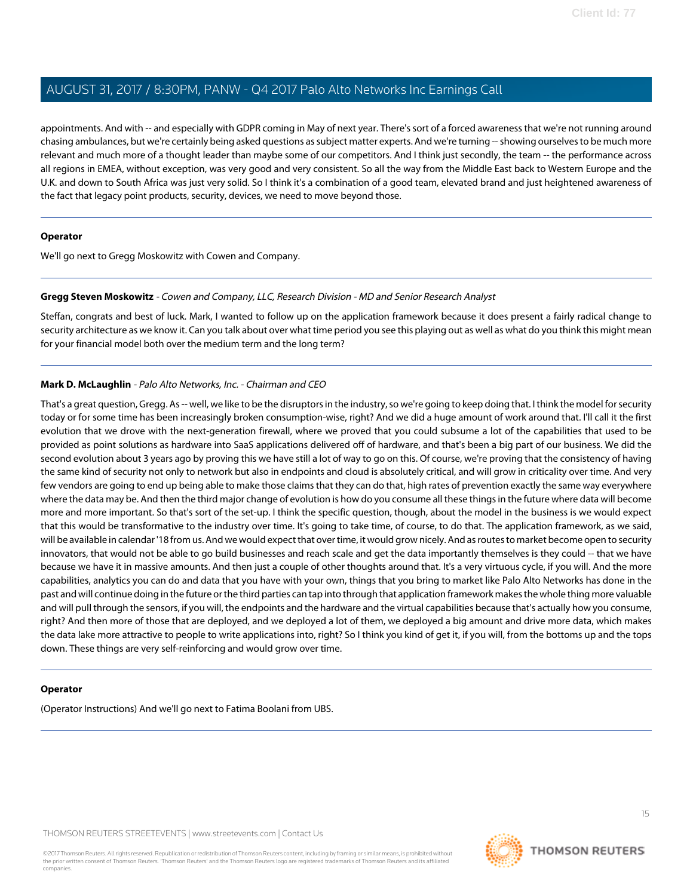appointments. And with -- and especially with GDPR coming in May of next year. There's sort of a forced awareness that we're not running around chasing ambulances, but we're certainly being asked questions as subject matter experts. And we're turning -- showing ourselves to be much more relevant and much more of a thought leader than maybe some of our competitors. And I think just secondly, the team -- the performance across all regions in EMEA, without exception, was very good and very consistent. So all the way from the Middle East back to Western Europe and the U.K. and down to South Africa was just very solid. So I think it's a combination of a good team, elevated brand and just heightened awareness of the fact that legacy point products, security, devices, we need to move beyond those.

---

**Operator**

We'll go next to Gregg Moskowitz with Cowen and Company.

---

**Gregg Steven Moskowitz** - *Cowen and Company, LLC, Research Division - MD and Senior Research Analyst*

Steffan, congrats and best of luck. Mark, I wanted to follow up on the application framework because it does present a fairly radical change to security architecture as we know it. Can you talk about over what time period you see this playing out as well as what do you think this might mean for your financial model both over the medium term and the long term?

---

**Mark D. McLaughlin** - *Palo Alto Networks, Inc. - Chairman and CEO*

That's a great question, Gregg. As -- well, we like to be the disruptors in the industry, so we're going to keep doing that. I think the model for security today or for some time has been increasingly broken consumption-wise, right? And we did a huge amount of work around that. I'll call it the first evolution that we drove with the next-generation firewall, where we proved that you could subsume a lot of the capabilities that used to be provided as point solutions as hardware into SaaS applications delivered off of hardware, and that's been a big part of our business. We did the second evolution about 3 years ago by proving this we have still a lot of way to go on this. Of course, we're proving that the consistency of having the same kind of security not only to network but also in endpoints and cloud is absolutely critical, and will grow in criticality over time. And very few vendors are going to end up being able to make those claims that they can do that, high rates of prevention exactly the same way everywhere where the data may be. And then the third major change of evolution is how do you consume all these things in the future where data will become more and more important. So that's sort of the set-up. I think the specific question, though, about the model in the business is we would expect that this would be transformative to the industry over time. It's going to take time, of course, to do that. The application framework, as we said, will be available in calendar '18 from us. And we would expect that over time, it would grow nicely. And as routes to market become open to security innovators, that would not be able to go build businesses and reach scale and get the data importantly themselves is they could -- that we have because we have it in massive amounts. And then just a couple of other thoughts around that. It's a very virtuous cycle, if you will. And the more capabilities, analytics you can do and data that you have with your own, things that you bring to market like Palo Alto Networks has done in the past and will continue doing in the future or the third parties can tap into through that application framework makes the whole thing more valuable and will pull through the sensors, if you will, the endpoints and the hardware and the virtual capabilities because that's actually how you consume, right? And then more of those that are deployed, and we deployed a lot of them, we deployed a big amount and drive more data, which makes the data lake more attractive to people to write applications into, right? So I think you kind of get it, if you will, from the bottoms up and the tops down. These things are very self-reinforcing and would grow over time.

---

**Operator**

(Operator Instructions) And we'll go next to Fatima Boolani from UBS.

---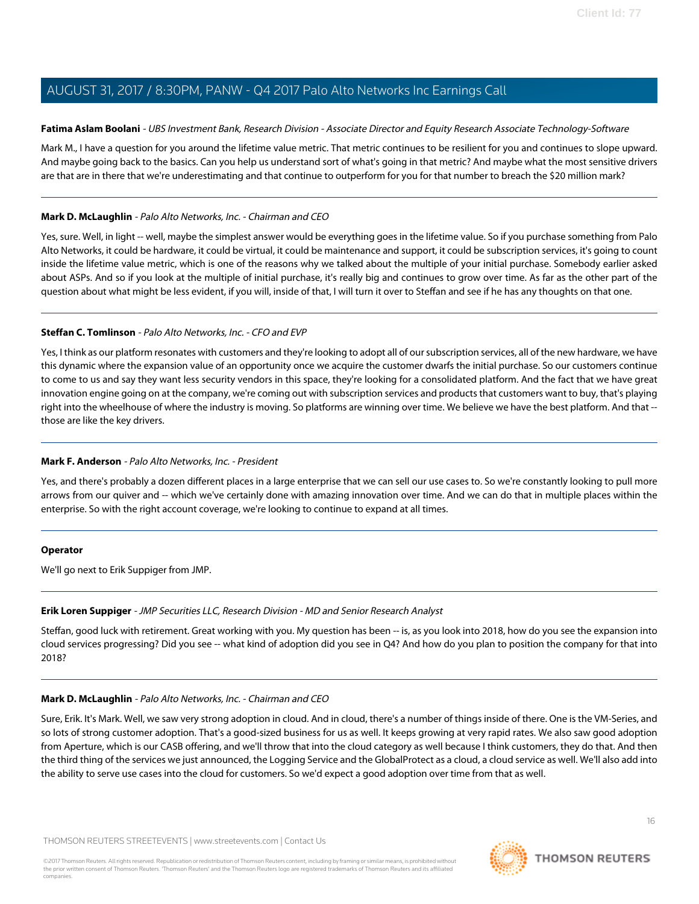**Fatima Aslam Boolani** - *UBS Investment Bank, Research Division - Associate Director and Equity Research Associate Technology-Software*

Mark M., I have a question for you around the lifetime value metric. That metric continues to be resilient for you and continues to slope upward. And maybe going back to the basics. Can you help us understand sort of what's going in that metric? And maybe what the most sensitive drivers are that are in there that we're underestimating and that continue to outperform for you for that number to breach the $20 million mark?

---

**Mark D. McLaughlin** - *Palo Alto Networks, Inc. - Chairman and CEO*

Yes, sure. Well, in light -- well, maybe the simplest answer would be everything goes in the lifetime value. So if you purchase something from Palo Alto Networks, it could be hardware, it could be virtual, it could be maintenance and support, it could be subscription services, it's going to count inside the lifetime value metric, which is one of the reasons why we talked about the multiple of your initial purchase. Somebody earlier asked about ASPs. And so if you look at the multiple of initial purchase, it's really big and continues to grow over time. As far as the other part of the question about what might be less evident, if you will, inside of that, I will turn it over to Steffan and see if he has any thoughts on that one.

---

**Steffan C. Tomlinson** - *Palo Alto Networks, Inc. - CFO and EVP*

Yes, I think as our platform resonates with customers and they're looking to adopt all of our subscription services, all of the new hardware, we have this dynamic where the expansion value of an opportunity once we acquire the customer dwarfs the initial purchase. So our customers continue to come to us and say they want less security vendors in this space, they're looking for a consolidated platform. And the fact that we have great innovation engine going on at the company, we're coming out with subscription services and products that customers want to buy, that's playing right into the wheelhouse of where the industry is moving. So platforms are winning over time. We believe we have the best platform. And that -- those are like the key drivers.

---

**Mark F. Anderson** - *Palo Alto Networks, Inc. - President*

Yes, and there's probably a dozen different places in a large enterprise that we can sell our use cases to. So we're constantly looking to pull more arrows from our quiver and -- which we've certainly done with amazing innovation over time. And we can do that in multiple places within the enterprise. So with the right account coverage, we're looking to continue to expand at all times.

---

**Operator**

We'll go next to Erik Suppiger from JMP.

---

**Erik Loren Suppiger** - *JMP Securities LLC, Research Division - MD and Senior Research Analyst*

Steffan, good luck with retirement. Great working with you. My question has been -- is, as you look into 2018, how do you see the expansion into cloud services progressing? Did you see -- what kind of adoption did you see in Q4? And how do you plan to position the company for that into 2018?

---

**Mark D. McLaughlin** - *Palo Alto Networks, Inc. - Chairman and CEO*

Sure, Erik. It's Mark. Well, we saw very strong adoption in cloud. And in cloud, there's a number of things inside of there. One is the VM-Series, and so lots of strong customer adoption. That's a good-sized business for us as well. It keeps growing at very rapid rates. We also saw good adoption from Aperture, which is our CASB offering, and we'll throw that into the cloud category as well because I think customers, they do that. And then the third thing of the services we just announced, the Logging Service and the GlobalProtect as a cloud, a cloud service as well. We'll also add into the ability to serve use cases into the cloud for customers. So we'd expect a good adoption over time from that as well.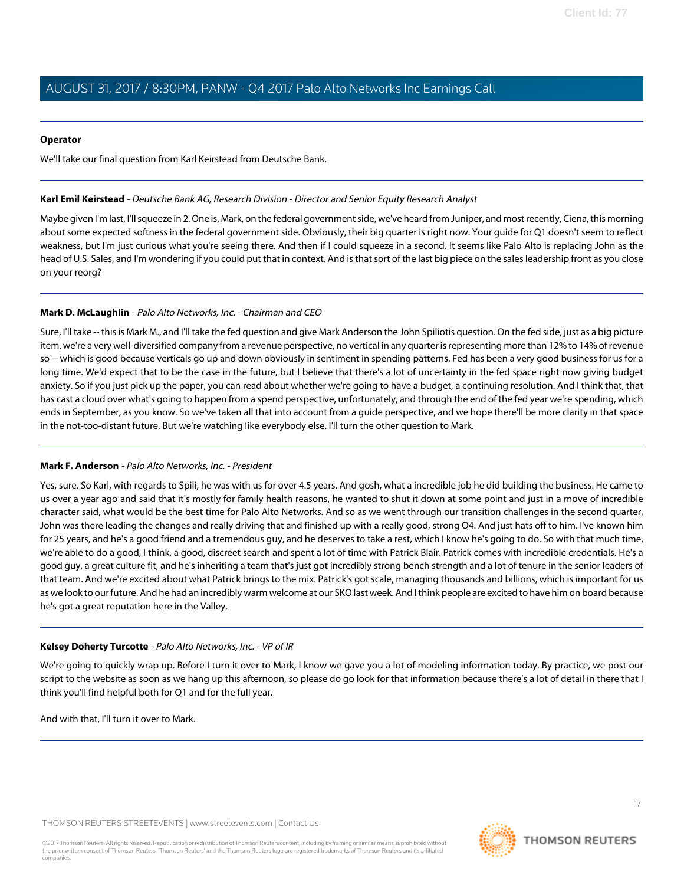**Operator**

We'll take our final question from Karl Keirstead from Deutsche Bank.

---

**Karl Emil Keirstead** - *Deutsche Bank AG, Research Division - Director and Senior Equity Research Analyst*

Maybe given I'm last, I'll squeeze in 2. One is, Mark, on the federal government side, we've heard from Juniper, and most recently, Ciena, this morning about some expected softness in the federal government side. Obviously, their big quarter is right now. Your guide for Q1 doesn't seem to reflect weakness, but I'm just curious what you're seeing there. And then if I could squeeze in a second. It seems like Palo Alto is replacing John as the head of U.S. Sales, and I'm wondering if you could put that in context. And is that sort of the last big piece on the sales leadership front as you close on your reorg?

---

**Mark D. McLaughlin** - *Palo Alto Networks, Inc. - Chairman and CEO*

Sure, I'll take -- this is Mark M., and I'll take the fed question and give Mark Anderson the John Spiliotis question. On the fed side, just as a big picture item, we're a very well-diversified company from a revenue perspective, no vertical in any quarter is representing more than 12% to 14% of revenue so -- which is good because verticals go up and down obviously in sentiment in spending patterns. Fed has been a very good business for us for a long time. We'd expect that to be the case in the future, but I believe that there's a lot of uncertainty in the fed space right now giving budget anxiety. So if you just pick up the paper, you can read about whether we're going to have a budget, a continuing resolution. And I think that, that has cast a cloud over what's going to happen from a spend perspective, unfortunately, and through the end of the fed year we're spending, which ends in September, as you know. So we've taken all that into account from a guide perspective, and we hope there'll be more clarity in that space in the not-too-distant future. But we're watching like everybody else. I'll turn the other question to Mark.

---

**Mark F. Anderson** - *Palo Alto Networks, Inc. - President*

Yes, sure. So Karl, with regards to Spili, he was with us for over 4.5 years. And gosh, what a incredible job he did building the business. He came to us over a year ago and said that it's mostly for family health reasons, he wanted to shut it down at some point and just in a move of incredible character said, what would be the best time for Palo Alto Networks. And so as we went through our transition challenges in the second quarter, John was there leading the changes and really driving that and finished up with a really good, strong Q4. And just hats off to him. I've known him for 25 years, and he's a good friend and a tremendous guy, and he deserves to take a rest, which I know he's going to do. So with that much time, we're able to do a good, I think, a good, discreet search and spent a lot of time with Patrick Blair. Patrick comes with incredible credentials. He's a good guy, a great culture fit, and he's inheriting a team that's just got incredibly strong bench strength and a lot of tenure in the senior leaders of that team. And we're excited about what Patrick brings to the mix. Patrick's got scale, managing thousands and billions, which is important for us as we look to our future. And he had an incredibly warm welcome at our SKO last week. And I think people are excited to have him on board because he's got a great reputation here in the Valley.

---

**Kelsey Doherty Turcotte** - *Palo Alto Networks, Inc. - VP of IR*

We're going to quickly wrap up. Before I turn it over to Mark, I know we gave you a lot of modeling information today. By practice, we post our script to the website as soon as we hang up this afternoon, so please do go look for that information because there's a lot of detail in there that I think you'll find helpful both for Q1 and for the full year.

And with that, I'll turn it over to Mark.

---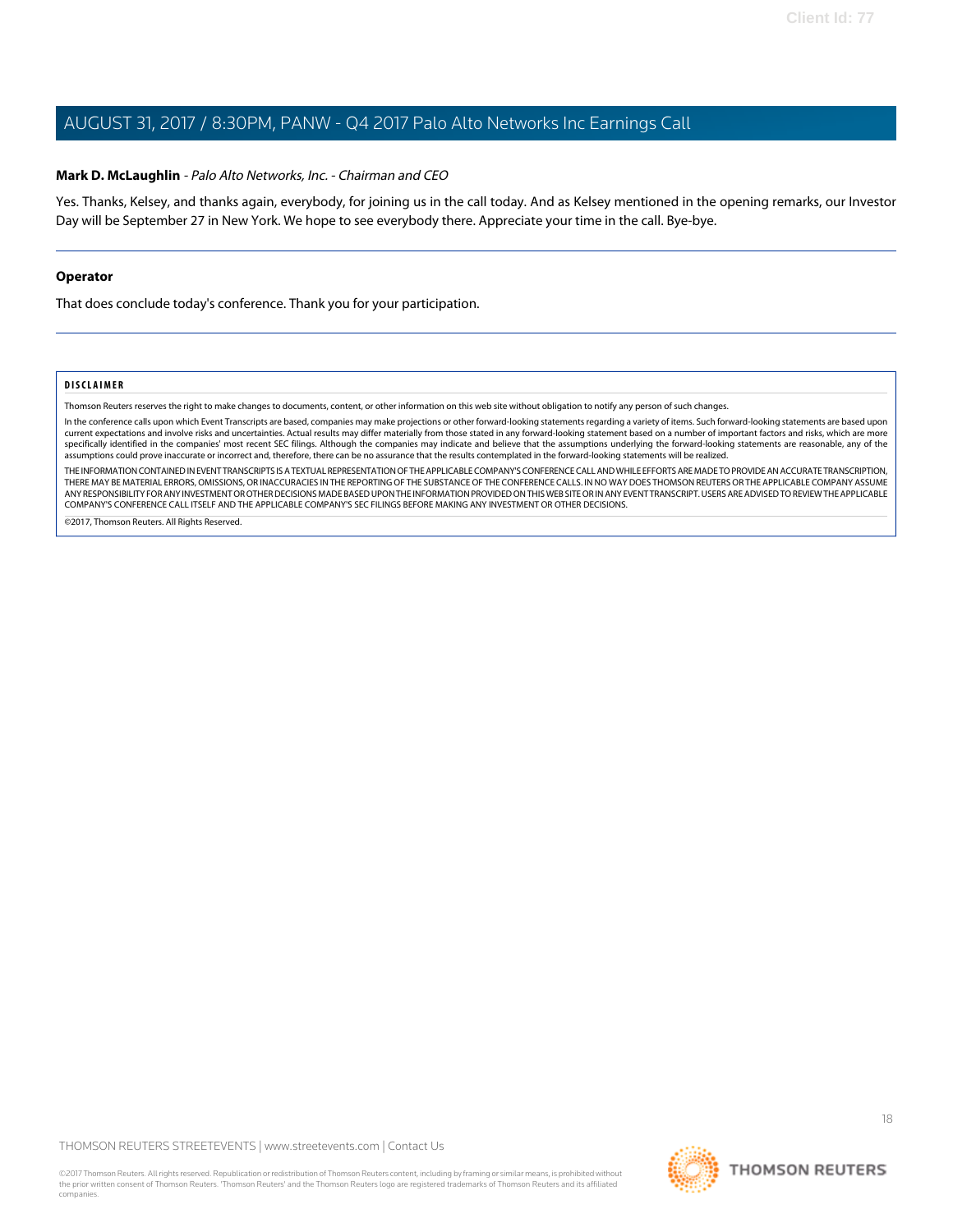**Mark D. McLaughlin** - *Palo Alto Networks, Inc. - Chairman and CEO*

Yes. Thanks, Kelsey, and thanks again, everybody, for joining us in the call today. And as Kelsey mentioned in the opening remarks, our Investor Day will be September 27 in New York. We hope to see everybody there. Appreciate your time in the call. Bye-bye.

---

**Operator**

That does conclude today's conference. Thank you for your participation.

---

**DISCLAIMER**

Thomson Reuters reserves the right to make changes to documents, content, or other information on this web site without obligation to notify any person of such changes.

In the conference calls upon which Event Transcripts are based, companies may make projections or other forward-looking statements regarding a variety of items. Such forward-looking statements are based upon current expectations and involve risks and uncertainties. Actual results may differ materially from those stated in any forward-looking statement based on a number of important factors and risks, which are more specifically identified in the companies' most recent SEC filings. Although the companies may indicate and believe that the assumptions underlying the forward-looking statements are reasonable, any of the assumptions could prove inaccurate or incorrect and, therefore, there can be no assurance that the results contemplated in the forward-looking statements will be realized.

THE INFORMATION CONTAINED IN EVENT TRANSCRIPTS IS A TEXTUAL REPRESENTATION OF THE APPLICABLE COMPANY'S CONFERENCE CALL AND WHILE EFFORTS ARE MADE TO PROVIDE AN ACCURATE TRANSCRIPTION, THERE MAY BE MATERIAL ERRORS, OMISSIONS, OR INACCURACIES IN THE REPORTING OF THE SUBSTANCE OF THE CONFERENCE CALLS. IN NO WAY DOES THOMSON REUTERS OR THE APPLICABLE COMPANY ASSUME ANY RESPONSIBILITY FOR ANY INVESTMENT OR OTHER DECISIONS MADE BASED UPON THE INFORMATION PROVIDED ON THIS WEB SITE OR IN ANY EVENT TRANSCRIPT. USERS ARE ADVISED TO REVIEW THE APPLICABLE COMPANY'S CONFERENCE CALL ITSELF AND THE APPLICABLE COMPANY'S SEC FILINGS BEFORE MAKING ANY INVESTMENT OR OTHER DECISIONS.

©2017, Thomson Reuters. All Rights Reserved.